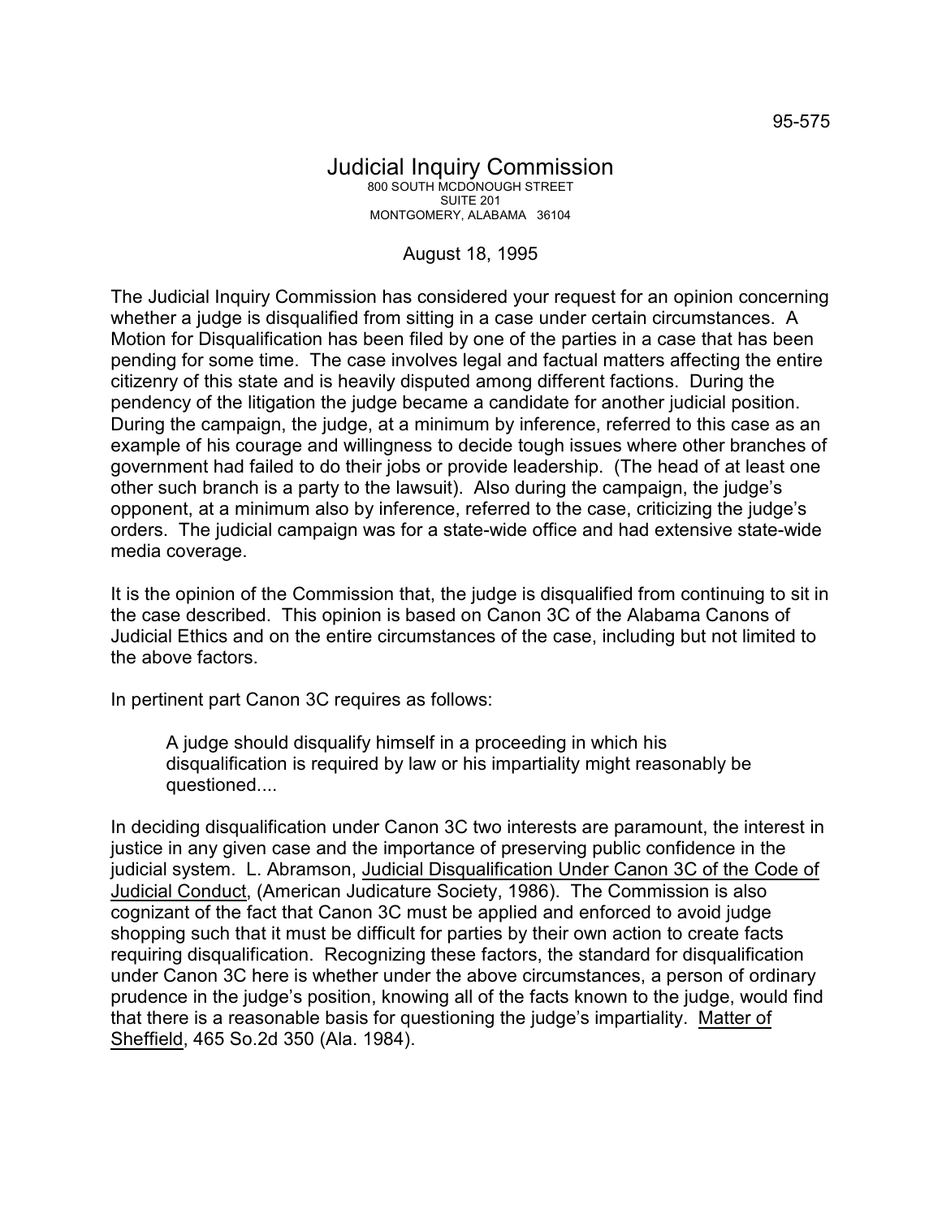95-575

# Judicial Inquiry Commission

800 SOUTH MCDONOUGH STREET
SUITE 201
MONTGOMERY, ALABAMA 36104

August 18, 1995

The Judicial Inquiry Commission has considered your request for an opinion concerning whether a judge is disqualified from sitting in a case under certain circumstances. A Motion for Disqualification has been filed by one of the parties in a case that has been pending for some time. The case involves legal and factual matters affecting the entire citizenry of this state and is heavily disputed among different factions. During the pendency of the litigation the judge became a candidate for another judicial position. During the campaign, the judge, at a minimum by inference, referred to this case as an example of his courage and willingness to decide tough issues where other branches of government had failed to do their jobs or provide leadership. (The head of at least one other such branch is a party to the lawsuit). Also during the campaign, the judge's opponent, at a minimum also by inference, referred to the case, criticizing the judge's orders. The judicial campaign was for a state-wide office and had extensive state-wide media coverage.

It is the opinion of the Commission that, the judge is disqualified from continuing to sit in the case described. This opinion is based on Canon 3C of the Alabama Canons of Judicial Ethics and on the entire circumstances of the case, including but not limited to the above factors.

In pertinent part Canon 3C requires as follows:

> A judge should disqualify himself in a proceeding in which his disqualification is required by law or his impartiality might reasonably be questioned....

In deciding disqualification under Canon 3C two interests are paramount, the interest in justice in any given case and the importance of preserving public confidence in the judicial system. L. Abramson, Judicial Disqualification Under Canon 3C of the Code of Judicial Conduct, (American Judicature Society, 1986). The Commission is also cognizant of the fact that Canon 3C must be applied and enforced to avoid judge shopping such that it must be difficult for parties by their own action to create facts requiring disqualification. Recognizing these factors, the standard for disqualification under Canon 3C here is whether under the above circumstances, a person of ordinary prudence in the judge's position, knowing all of the facts known to the judge, would find that there is a reasonable basis for questioning the judge's impartiality. Matter of Sheffield, 465 So.2d 350 (Ala. 1984).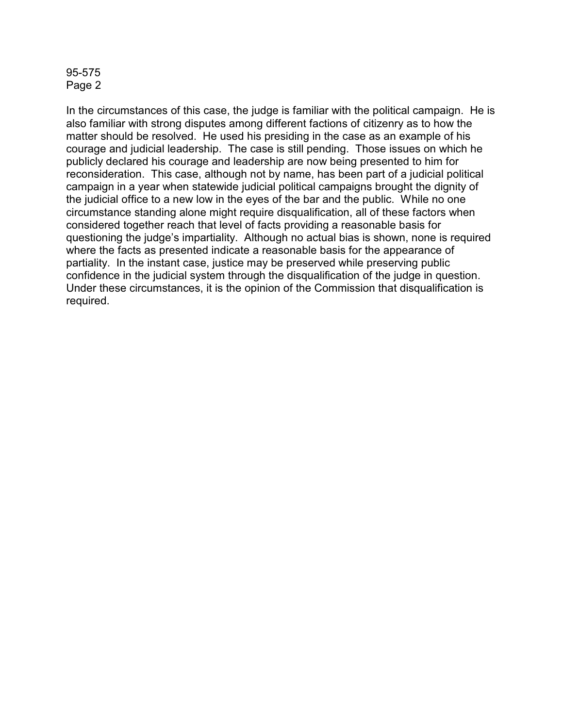In the circumstances of this case, the judge is familiar with the political campaign. He is also familiar with strong disputes among different factions of citizenry as to how the matter should be resolved. He used his presiding in the case as an example of his courage and judicial leadership. The case is still pending. Those issues on which he publicly declared his courage and leadership are now being presented to him for reconsideration. This case, although not by name, has been part of a judicial political campaign in a year when statewide judicial political campaigns brought the dignity of the judicial office to a new low in the eyes of the bar and the public. While no one circumstance standing alone might require disqualification, all of these factors when considered together reach that level of facts providing a reasonable basis for questioning the judge's impartiality. Although no actual bias is shown, none is required where the facts as presented indicate a reasonable basis for the appearance of partiality. In the instant case, justice may be preserved while preserving public confidence in the judicial system through the disqualification of the judge in question. Under these circumstances, it is the opinion of the Commission that disqualification is required.